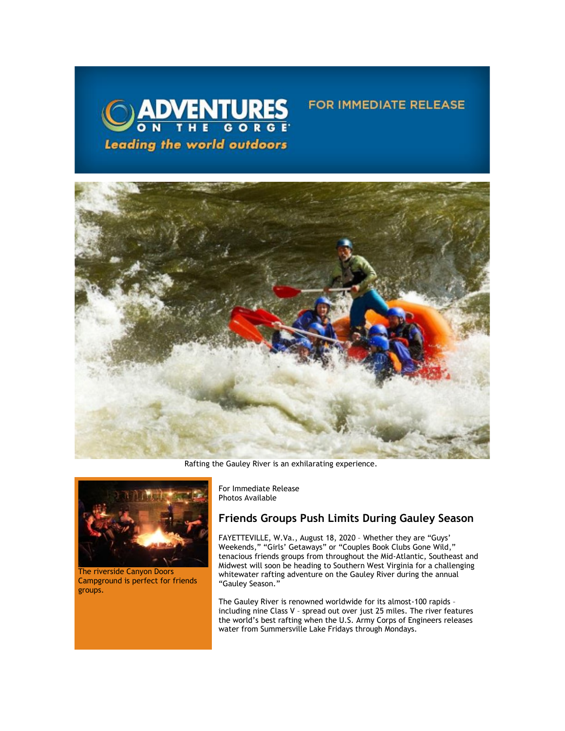ADVENTURES ON THE GORGE

*Leading the world outdoors*

FOR IMMEDIATE RELEASE

Rafting the Gauley River is an exhilarating experience.

The riverside Canyon Doors Campground is perfect for friends groups.

For Immediate Release
Photos Available

## Friends Groups Push Limits During Gauley Season

FAYETTEVILLE, W.Va., August 18, 2020 – Whether they are “Guys’ Weekends,” “Girls’ Getaways” or “Couples Book Clubs Gone Wild,” tenacious friends groups from throughout the Mid-Atlantic, Southeast and Midwest will soon be heading to Southern West Virginia for a challenging whitewater rafting adventure on the Gauley River during the annual “Gauley Season.”

The Gauley River is renowned worldwide for its almost-100 rapids – including nine Class V – spread out over just 25 miles. The river features the world’s best rafting when the U.S. Army Corps of Engineers releases water from Summersville Lake Fridays through Mondays.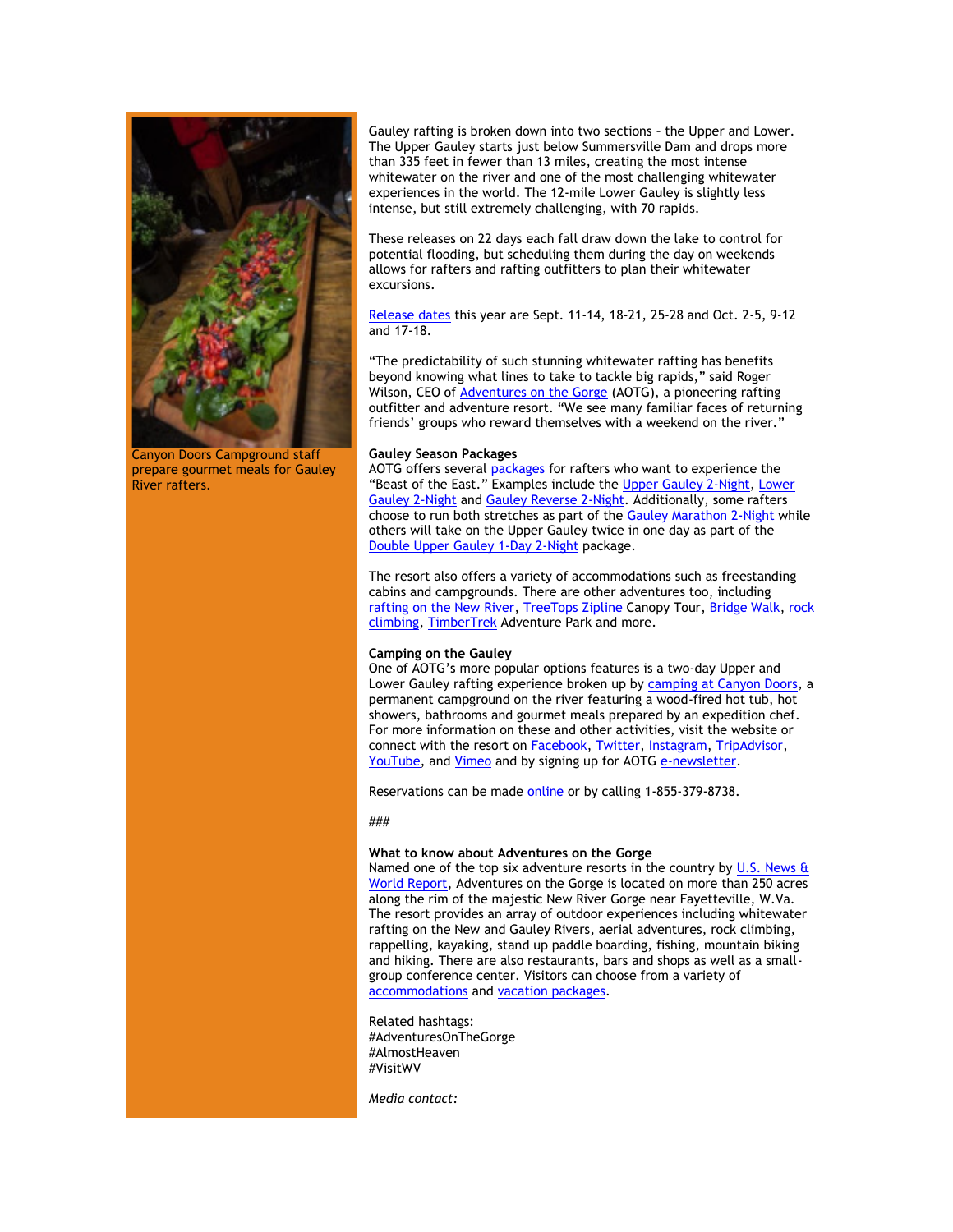Canyon Doors Campground staff prepare gourmet meals for Gauley River rafters.

Gauley rafting is broken down into two sections – the Upper and Lower. The Upper Gauley starts just below Summersville Dam and drops more than 335 feet in fewer than 13 miles, creating the most intense whitewater on the river and one of the most challenging whitewater experiences in the world. The 12-mile Lower Gauley is slightly less intense, but still extremely challenging, with 70 rapids.

These releases on 22 days each fall draw down the lake to control for potential flooding, but scheduling them during the day on weekends allows for rafters and rafting outfitters to plan their whitewater excursions.

Release dates this year are Sept. 11-14, 18-21, 25-28 and Oct. 2-5, 9-12 and 17-18.

"The predictability of such stunning whitewater rafting has benefits beyond knowing what lines to take to tackle big rapids," said Roger Wilson, CEO of Adventures on the Gorge (AOTG), a pioneering rafting outfitter and adventure resort. "We see many familiar faces of returning friends' groups who reward themselves with a weekend on the river."

**Gauley Season Packages**
AOTG offers several packages for rafters who want to experience the "Beast of the East." Examples include the Upper Gauley 2-Night, Lower Gauley 2-Night and Gauley Reverse 2-Night. Additionally, some rafters choose to run both stretches as part of the Gauley Marathon 2-Night while others will take on the Upper Gauley twice in one day as part of the Double Upper Gauley 1-Day 2-Night package.

The resort also offers a variety of accommodations such as freestanding cabins and campgrounds. There are other adventures too, including rafting on the New River, TreeTops Zipline Canopy Tour, Bridge Walk, rock climbing, TimberTrek Adventure Park and more.

**Camping on the Gauley**
One of AOTG's more popular options features is a two-day Upper and Lower Gauley rafting experience broken up by camping at Canyon Doors, a permanent campground on the river featuring a wood-fired hot tub, hot showers, bathrooms and gourmet meals prepared by an expedition chef. For more information on these and other activities, visit the website or connect with the resort on Facebook, Twitter, Instagram, TripAdvisor, YouTube, and Vimeo and by signing up for AOTG e-newsletter.

Reservations can be made online or by calling 1-855-379-8738.

###

**What to know about Adventures on the Gorge**
Named one of the top six adventure resorts in the country by U.S. News & World Report, Adventures on the Gorge is located on more than 250 acres along the rim of the majestic New River Gorge near Fayetteville, W.Va. The resort provides an array of outdoor experiences including whitewater rafting on the New and Gauley Rivers, aerial adventures, rock climbing, rappelling, kayaking, stand up paddle boarding, fishing, mountain biking and hiking. There are also restaurants, bars and shops as well as a small-group conference center. Visitors can choose from a variety of accommodations and vacation packages.

Related hashtags:
#AdventuresOnTheGorge
#AlmostHeaven
#VisitWV

*Media contact:*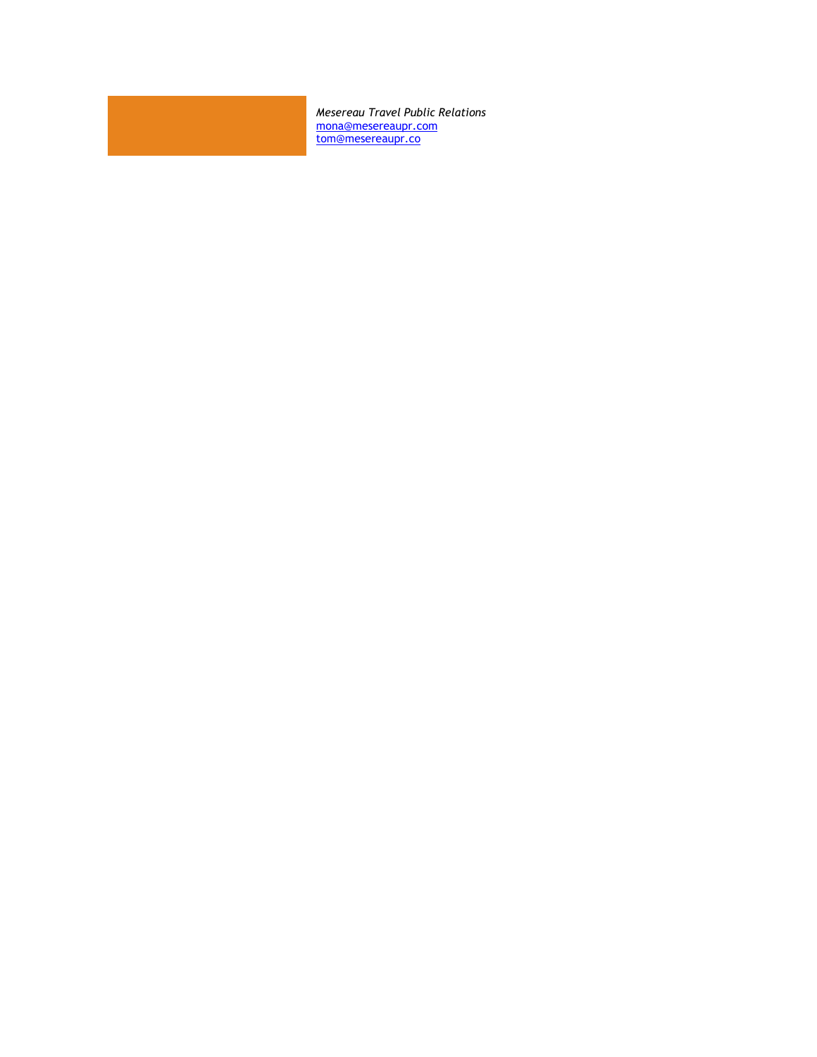*Mesereau Travel Public Relations*
mona@mesereaupr.com
tom@mesereaupr.co